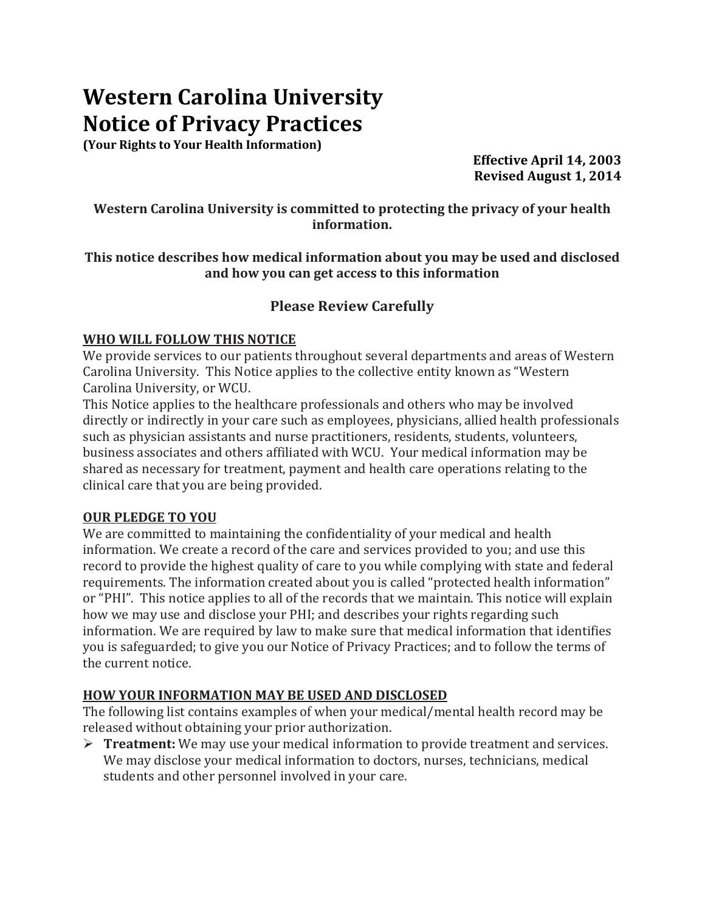# Western Carolina University Notice of Privacy Practices

**(Your Rights to Your Health Information)**

**Effective April 14, 2003**
**Revised August 1, 2014**

**Western Carolina University is committed to protecting the privacy of your health information.**

**This notice describes how medical information about you may be used and disclosed and how you can get access to this information**

## Please Review Carefully

### WHO WILL FOLLOW THIS NOTICE

We provide services to our patients throughout several departments and areas of Western Carolina University. This Notice applies to the collective entity known as "Western Carolina University, or WCU.

This Notice applies to the healthcare professionals and others who may be involved directly or indirectly in your care such as employees, physicians, allied health professionals such as physician assistants and nurse practitioners, residents, students, volunteers, business associates and others affiliated with WCU. Your medical information may be shared as necessary for treatment, payment and health care operations relating to the clinical care that you are being provided.

### OUR PLEDGE TO YOU

We are committed to maintaining the confidentiality of your medical and health information. We create a record of the care and services provided to you; and use this record to provide the highest quality of care to you while complying with state and federal requirements. The information created about you is called "protected health information" or "PHI". This notice applies to all of the records that we maintain. This notice will explain how we may use and disclose your PHI; and describes your rights regarding such information. We are required by law to make sure that medical information that identifies you is safeguarded; to give you our Notice of Privacy Practices; and to follow the terms of the current notice.

### HOW YOUR INFORMATION MAY BE USED AND DISCLOSED

The following list contains examples of when your medical/mental health record may be released without obtaining your prior authorization.

- **Treatment:** We may use your medical information to provide treatment and services. We may disclose your medical information to doctors, nurses, technicians, medical students and other personnel involved in your care.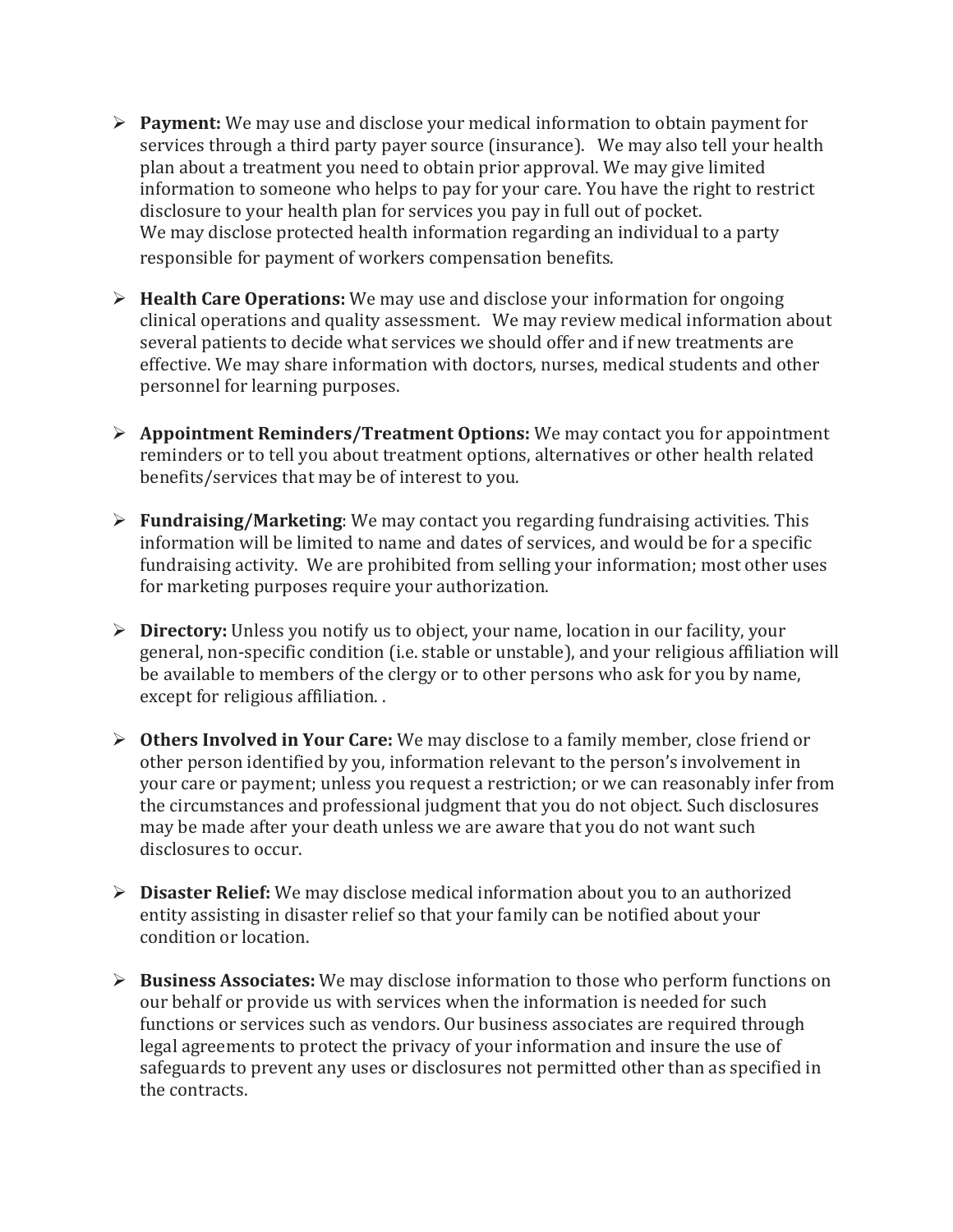- **Payment:** We may use and disclose your medical information to obtain payment for services through a third party payer source (insurance). We may also tell your health plan about a treatment you need to obtain prior approval. We may give limited information to someone who helps to pay for your care. You have the right to restrict disclosure to your health plan for services you pay in full out of pocket.
  We may disclose protected health information regarding an individual to a party responsible for payment of workers compensation benefits.

- **Health Care Operations:** We may use and disclose your information for ongoing clinical operations and quality assessment. We may review medical information about several patients to decide what services we should offer and if new treatments are effective. We may share information with doctors, nurses, medical students and other personnel for learning purposes.

- **Appointment Reminders/Treatment Options:** We may contact you for appointment reminders or to tell you about treatment options, alternatives or other health related benefits/services that may be of interest to you.

- **Fundraising/Marketing**: We may contact you regarding fundraising activities. This information will be limited to name and dates of services, and would be for a specific fundraising activity. We are prohibited from selling your information; most other uses for marketing purposes require your authorization.

- **Directory:** Unless you notify us to object, your name, location in our facility, your general, non-specific condition (i.e. stable or unstable), and your religious affiliation will be available to members of the clergy or to other persons who ask for you by name, except for religious affiliation. .

- **Others Involved in Your Care:** We may disclose to a family member, close friend or other person identified by you, information relevant to the person's involvement in your care or payment; unless you request a restriction; or we can reasonably infer from the circumstances and professional judgment that you do not object. Such disclosures may be made after your death unless we are aware that you do not want such disclosures to occur.

- **Disaster Relief:** We may disclose medical information about you to an authorized entity assisting in disaster relief so that your family can be notified about your condition or location.

- **Business Associates:** We may disclose information to those who perform functions on our behalf or provide us with services when the information is needed for such functions or services such as vendors. Our business associates are required through legal agreements to protect the privacy of your information and insure the use of safeguards to prevent any uses or disclosures not permitted other than as specified in the contracts.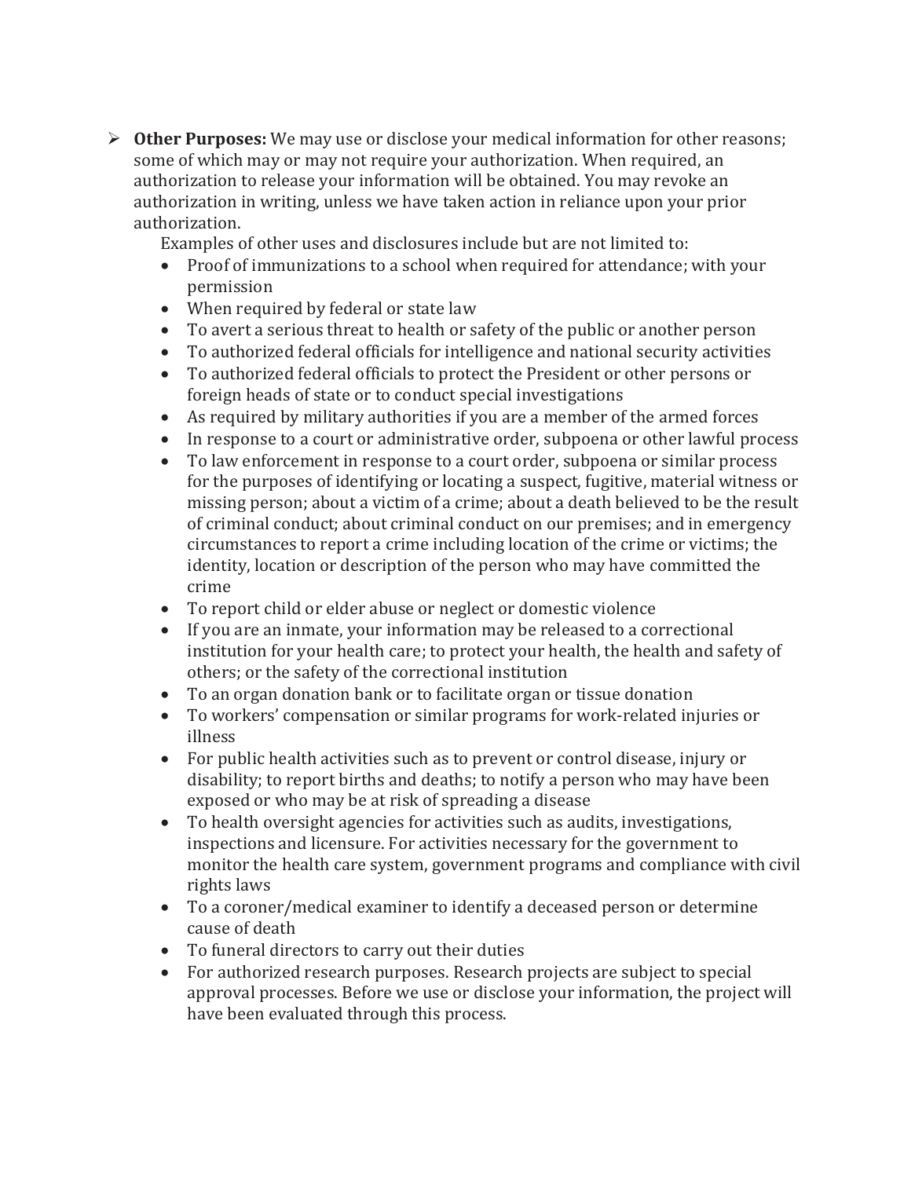- **Other Purposes:** We may use or disclose your medical information for other reasons; some of which may or may not require your authorization. When required, an authorization to release your information will be obtained. You may revoke an authorization in writing, unless we have taken action in reliance upon your prior authorization.

  Examples of other uses and disclosures include but are not limited to:

  - Proof of immunizations to a school when required for attendance; with your permission
  - When required by federal or state law
  - To avert a serious threat to health or safety of the public or another person
  - To authorized federal officials for intelligence and national security activities
  - To authorized federal officials to protect the President or other persons or foreign heads of state or to conduct special investigations
  - As required by military authorities if you are a member of the armed forces
  - In response to a court or administrative order, subpoena or other lawful process
  - To law enforcement in response to a court order, subpoena or similar process for the purposes of identifying or locating a suspect, fugitive, material witness or missing person; about a victim of a crime; about a death believed to be the result of criminal conduct; about criminal conduct on our premises; and in emergency circumstances to report a crime including location of the crime or victims; the identity, location or description of the person who may have committed the crime
  - To report child or elder abuse or neglect or domestic violence
  - If you are an inmate, your information may be released to a correctional institution for your health care; to protect your health, the health and safety of others; or the safety of the correctional institution
  - To an organ donation bank or to facilitate organ or tissue donation
  - To workers' compensation or similar programs for work-related injuries or illness
  - For public health activities such as to prevent or control disease, injury or disability; to report births and deaths; to notify a person who may have been exposed or who may be at risk of spreading a disease
  - To health oversight agencies for activities such as audits, investigations, inspections and licensure. For activities necessary for the government to monitor the health care system, government programs and compliance with civil rights laws
  - To a coroner/medical examiner to identify a deceased person or determine cause of death
  - To funeral directors to carry out their duties
  - For authorized research purposes. Research projects are subject to special approval processes. Before we use or disclose your information, the project will have been evaluated through this process.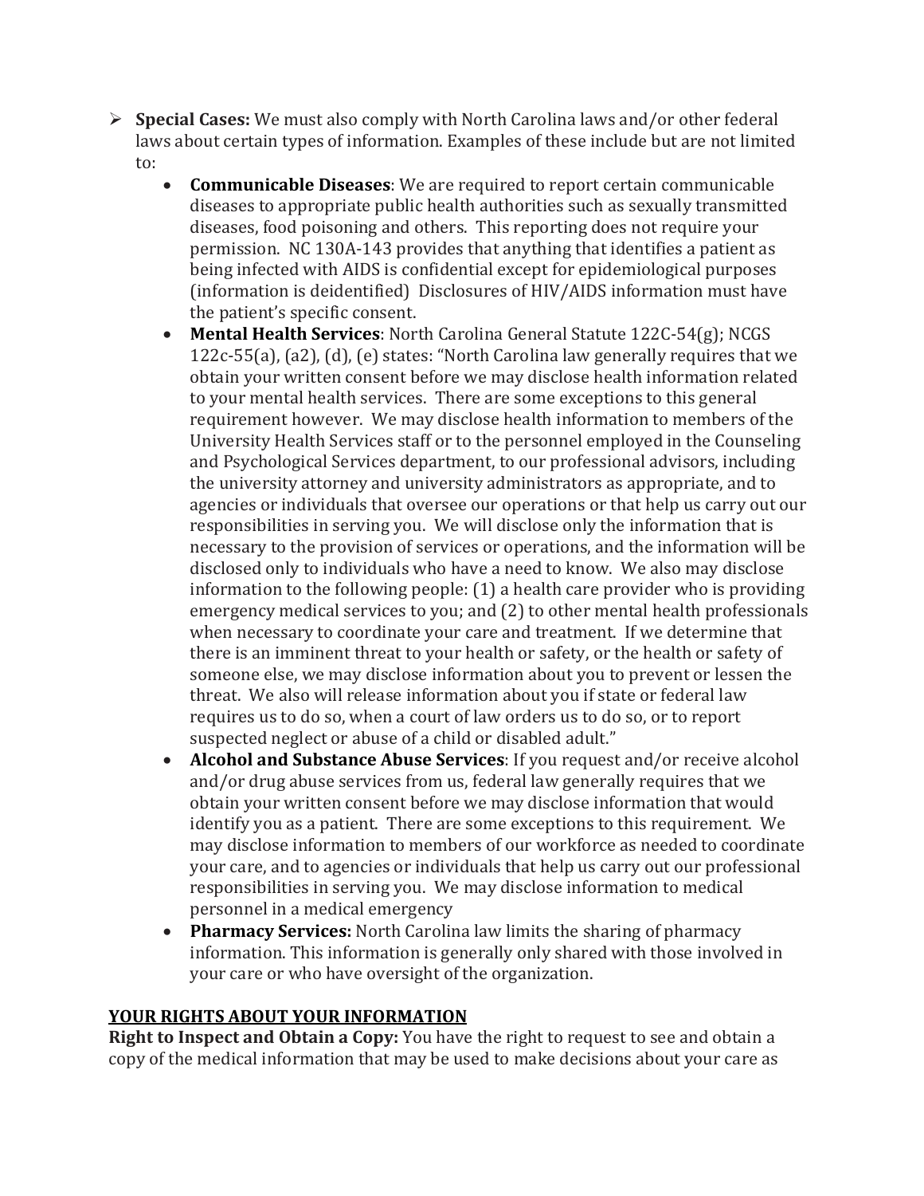- **Special Cases:** We must also comply with North Carolina laws and/or other federal laws about certain types of information. Examples of these include but are not limited to:
  - **Communicable Diseases**: We are required to report certain communicable diseases to appropriate public health authorities such as sexually transmitted diseases, food poisoning and others. This reporting does not require your permission. NC 130A-143 provides that anything that identifies a patient as being infected with AIDS is confidential except for epidemiological purposes (information is deidentified) Disclosures of HIV/AIDS information must have the patient's specific consent.
  - **Mental Health Services**: North Carolina General Statute 122C-54(g); NCGS 122c-55(a), (a2), (d), (e) states: "North Carolina law generally requires that we obtain your written consent before we may disclose health information related to your mental health services. There are some exceptions to this general requirement however. We may disclose health information to members of the University Health Services staff or to the personnel employed in the Counseling and Psychological Services department, to our professional advisors, including the university attorney and university administrators as appropriate, and to agencies or individuals that oversee our operations or that help us carry out our responsibilities in serving you. We will disclose only the information that is necessary to the provision of services or operations, and the information will be disclosed only to individuals who have a need to know. We also may disclose information to the following people: (1) a health care provider who is providing emergency medical services to you; and (2) to other mental health professionals when necessary to coordinate your care and treatment. If we determine that there is an imminent threat to your health or safety, or the health or safety of someone else, we may disclose information about you to prevent or lessen the threat. We also will release information about you if state or federal law requires us to do so, when a court of law orders us to do so, or to report suspected neglect or abuse of a child or disabled adult."
  - **Alcohol and Substance Abuse Services**: If you request and/or receive alcohol and/or drug abuse services from us, federal law generally requires that we obtain your written consent before we may disclose information that would identify you as a patient. There are some exceptions to this requirement. We may disclose information to members of our workforce as needed to coordinate your care, and to agencies or individuals that help us carry out our professional responsibilities in serving you. We may disclose information to medical personnel in a medical emergency
  - **Pharmacy Services:** North Carolina law limits the sharing of pharmacy information. This information is generally only shared with those involved in your care or who have oversight of the organization.

## YOUR RIGHTS ABOUT YOUR INFORMATION

**Right to Inspect and Obtain a Copy:** You have the right to request to see and obtain a copy of the medical information that may be used to make decisions about your care as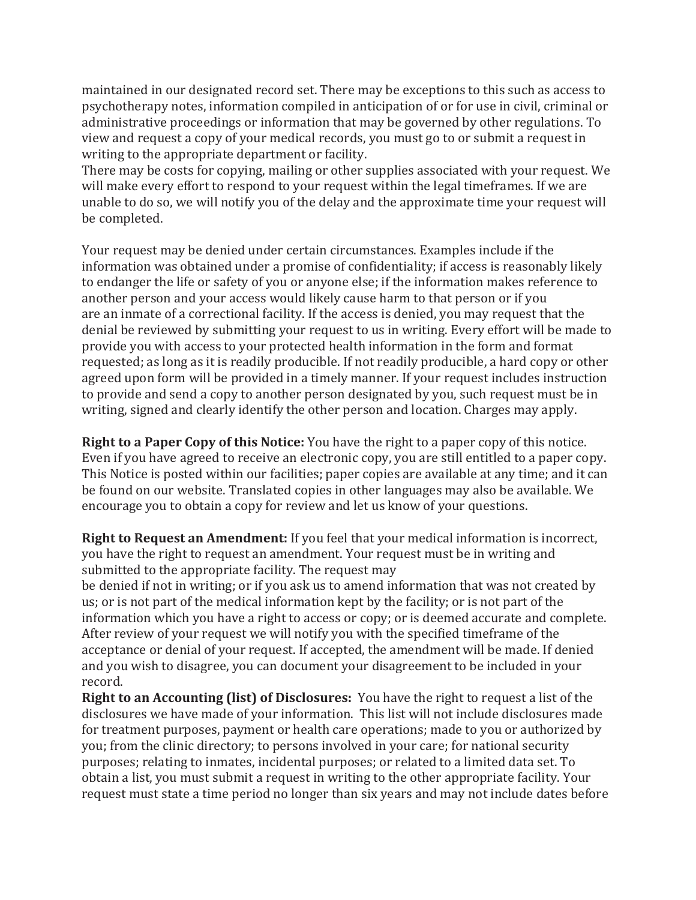maintained in our designated record set. There may be exceptions to this such as access to psychotherapy notes, information compiled in anticipation of or for use in civil, criminal or administrative proceedings or information that may be governed by other regulations. To view and request a copy of your medical records, you must go to or submit a request in writing to the appropriate department or facility.
There may be costs for copying, mailing or other supplies associated with your request. We will make every effort to respond to your request within the legal timeframes. If we are unable to do so, we will notify you of the delay and the approximate time your request will be completed.

Your request may be denied under certain circumstances. Examples include if the information was obtained under a promise of confidentiality; if access is reasonably likely to endanger the life or safety of you or anyone else; if the information makes reference to another person and your access would likely cause harm to that person or if you are an inmate of a correctional facility. If the access is denied, you may request that the denial be reviewed by submitting your request to us in writing. Every effort will be made to provide you with access to your protected health information in the form and format requested; as long as it is readily producible. If not readily producible, a hard copy or other agreed upon form will be provided in a timely manner. If your request includes instruction to provide and send a copy to another person designated by you, such request must be in writing, signed and clearly identify the other person and location. Charges may apply.

**Right to a Paper Copy of this Notice:** You have the right to a paper copy of this notice. Even if you have agreed to receive an electronic copy, you are still entitled to a paper copy. This Notice is posted within our facilities; paper copies are available at any time; and it can be found on our website. Translated copies in other languages may also be available. We encourage you to obtain a copy for review and let us know of your questions.

**Right to Request an Amendment:** If you feel that your medical information is incorrect, you have the right to request an amendment. Your request must be in writing and submitted to the appropriate facility. The request may
be denied if not in writing; or if you ask us to amend information that was not created by us; or is not part of the medical information kept by the facility; or is not part of the information which you have a right to access or copy; or is deemed accurate and complete. After review of your request we will notify you with the specified timeframe of the acceptance or denial of your request. If accepted, the amendment will be made. If denied and you wish to disagree, you can document your disagreement to be included in your record.
**Right to an Accounting (list) of Disclosures:** You have the right to request a list of the disclosures we have made of your information. This list will not include disclosures made for treatment purposes, payment or health care operations; made to you or authorized by you; from the clinic directory; to persons involved in your care; for national security purposes; relating to inmates, incidental purposes; or related to a limited data set. To obtain a list, you must submit a request in writing to the other appropriate facility. Your request must state a time period no longer than six years and may not include dates before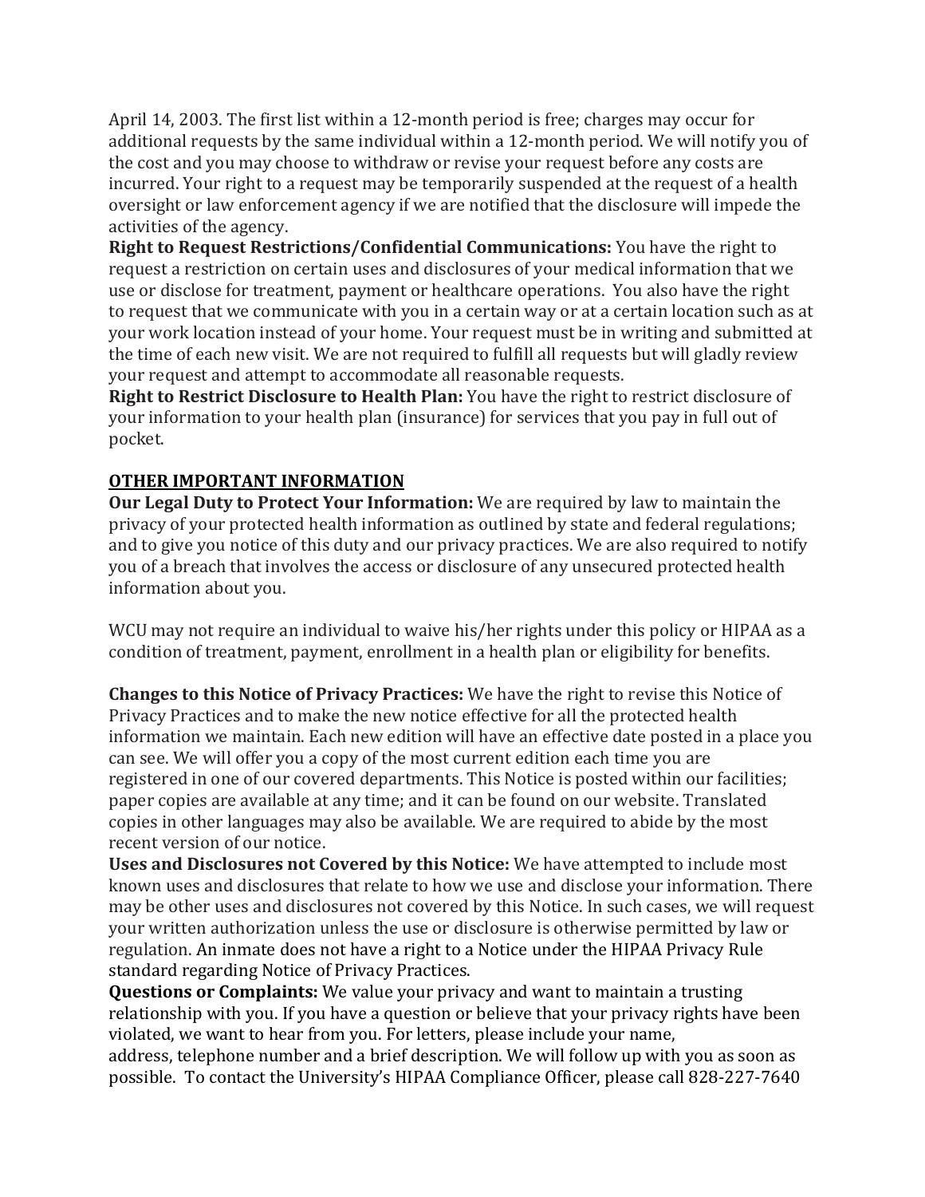April 14, 2003. The first list within a 12-month period is free; charges may occur for additional requests by the same individual within a 12-month period. We will notify you of the cost and you may choose to withdraw or revise your request before any costs are incurred. Your right to a request may be temporarily suspended at the request of a health oversight or law enforcement agency if we are notified that the disclosure will impede the activities of the agency.

**Right to Request Restrictions/Confidential Communications:** You have the right to request a restriction on certain uses and disclosures of your medical information that we use or disclose for treatment, payment or healthcare operations. You also have the right to request that we communicate with you in a certain way or at a certain location such as at your work location instead of your home. Your request must be in writing and submitted at the time of each new visit. We are not required to fulfill all requests but will gladly review your request and attempt to accommodate all reasonable requests.

**Right to Restrict Disclosure to Health Plan:** You have the right to restrict disclosure of your information to your health plan (insurance) for services that you pay in full out of pocket.

## OTHER IMPORTANT INFORMATION

**Our Legal Duty to Protect Your Information:** We are required by law to maintain the privacy of your protected health information as outlined by state and federal regulations; and to give you notice of this duty and our privacy practices. We are also required to notify you of a breach that involves the access or disclosure of any unsecured protected health information about you.

WCU may not require an individual to waive his/her rights under this policy or HIPAA as a condition of treatment, payment, enrollment in a health plan or eligibility for benefits.

**Changes to this Notice of Privacy Practices:** We have the right to revise this Notice of Privacy Practices and to make the new notice effective for all the protected health information we maintain. Each new edition will have an effective date posted in a place you can see. We will offer you a copy of the most current edition each time you are registered in one of our covered departments. This Notice is posted within our facilities; paper copies are available at any time; and it can be found on our website. Translated copies in other languages may also be available. We are required to abide by the most recent version of our notice.

**Uses and Disclosures not Covered by this Notice:** We have attempted to include most known uses and disclosures that relate to how we use and disclose your information. There may be other uses and disclosures not covered by this Notice. In such cases, we will request your written authorization unless the use or disclosure is otherwise permitted by law or regulation. An inmate does not have a right to a Notice under the HIPAA Privacy Rule standard regarding Notice of Privacy Practices.

**Questions or Complaints:** We value your privacy and want to maintain a trusting relationship with you. If you have a question or believe that your privacy rights have been violated, we want to hear from you. For letters, please include your name, address, telephone number and a brief description. We will follow up with you as soon as possible. To contact the University's HIPAA Compliance Officer, please call 828-227-7640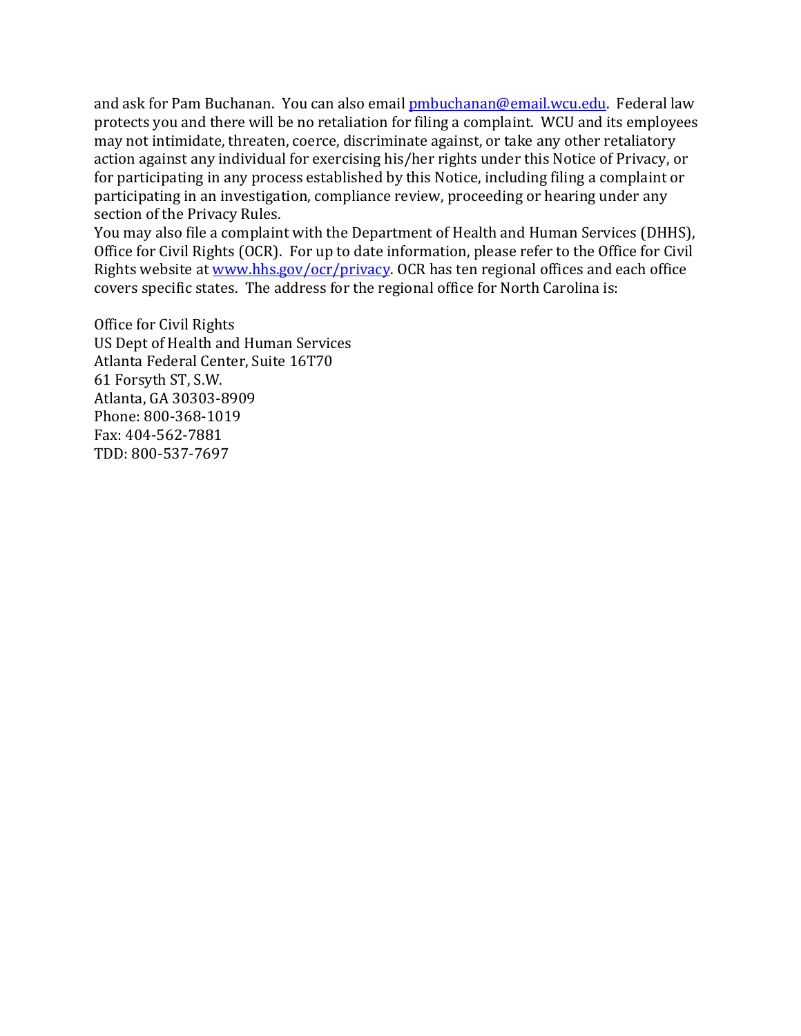and ask for Pam Buchanan. You can also email pmbuchanan@email.wcu.edu. Federal law protects you and there will be no retaliation for filing a complaint. WCU and its employees may not intimidate, threaten, coerce, discriminate against, or take any other retaliatory action against any individual for exercising his/her rights under this Notice of Privacy, or for participating in any process established by this Notice, including filing a complaint or participating in an investigation, compliance review, proceeding or hearing under any section of the Privacy Rules.

You may also file a complaint with the Department of Health and Human Services (DHHS), Office for Civil Rights (OCR). For up to date information, please refer to the Office for Civil Rights website at www.hhs.gov/ocr/privacy. OCR has ten regional offices and each office covers specific states. The address for the regional office for North Carolina is:

Office for Civil Rights  
US Dept of Health and Human Services  
Atlanta Federal Center, Suite 16T70  
61 Forsyth ST, S.W.  
Atlanta, GA 30303-8909  
Phone: 800-368-1019  
Fax: 404-562-7881  
TDD: 800-537-7697